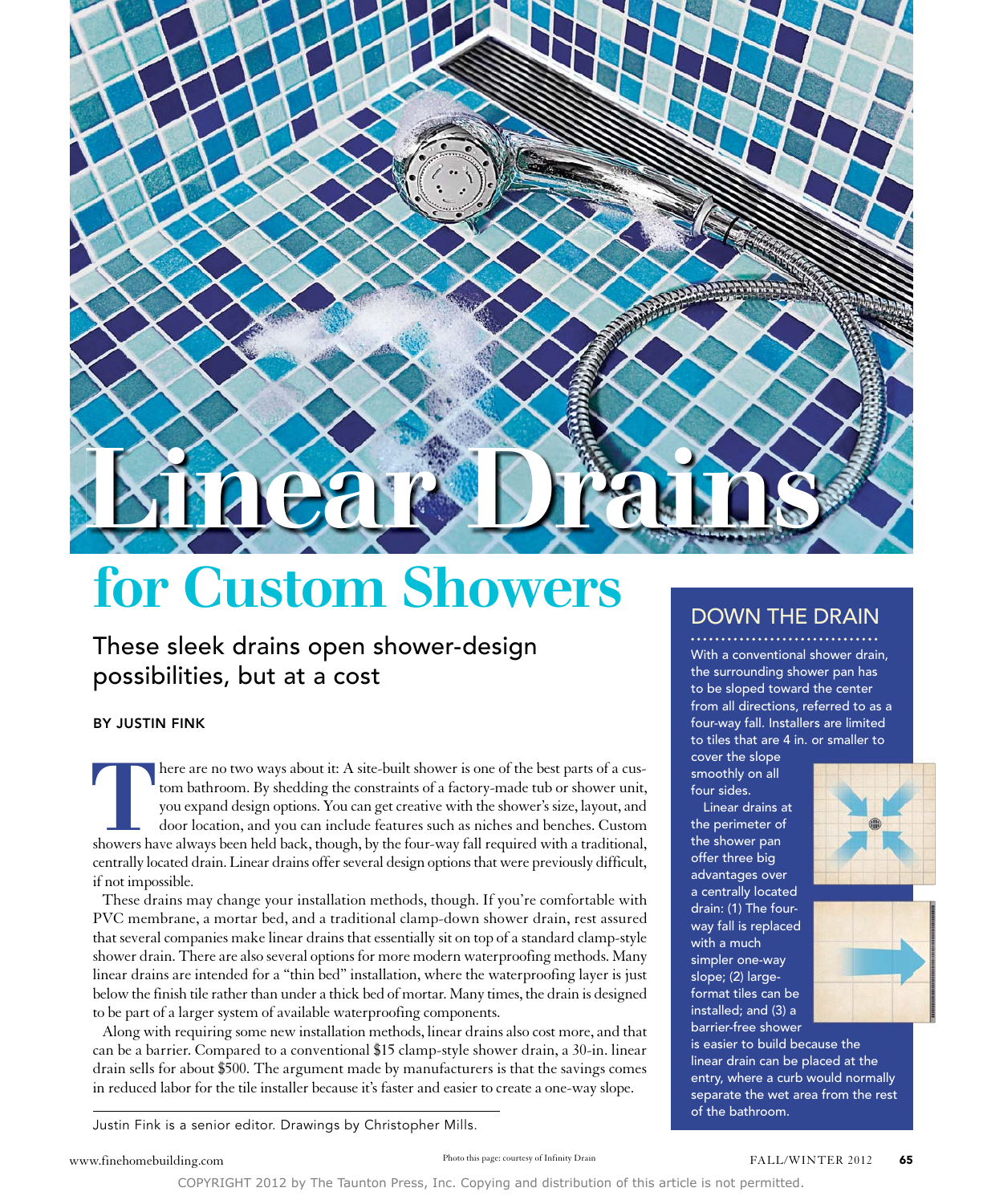# Linear Drains for Custom Showers

## These sleek drains open shower-design possibilities, but at a cost

BY JUSTIN FINK

There are no two ways about it: A site-built shower is one of the best parts of a custom bathroom. By shedding the constraints of a factory-made tub or shower unit, you expand design options. You can get creative with the shower's size, layout, and door location, and you can include features such as niches and benches. Custom showers have always been held back, though, by the four-way fall required with a traditional, centrally located drain. Linear drains offer several design options that were previously difficult, if not impossible.

These drains may change your installation methods, though. If you're comfortable with PVC membrane, a mortar bed, and a traditional clamp-down shower drain, rest assured that several companies make linear drains that essentially sit on top of a standard clamp-style shower drain. There are also several options for more modern waterproofing methods. Many linear drains are intended for a "thin bed" installation, where the waterproofing layer is just below the finish tile rather than under a thick bed of mortar. Many times, the drain is designed to be part of a larger system of available waterproofing components.

Along with requiring some new installation methods, linear drains also cost more, and that can be a barrier. Compared to a conventional $15 clamp-style shower drain, a 30-in. linear drain sells for about $500. The argument made by manufacturers is that the savings comes in reduced labor for the tile installer because it's faster and easier to create a one-way slope.

Justin Fink is a senior editor. Drawings by Christopher Mills.

### DOWN THE DRAIN

With a conventional shower drain, the surrounding shower pan has to be sloped toward the center from all directions, referred to as a four-way fall. Installers are limited to tiles that are 4 in. or smaller to cover the slope smoothly on all four sides.

Linear drains at the perimeter of the shower pan offer three big advantages over a centrally located drain: (1) The four-way fall is replaced with a much simpler one-way slope; (2) large-format tiles can be installed; and (3) a barrier-free shower is easier to build because the linear drain can be placed at the entry, where a curb would normally separate the wet area from the rest of the bathroom.

Photo this page: courtesy of Infinity Drain

COPYRIGHT 2012 by The Taunton Press, Inc. Copying and distribution of this article is not permitted.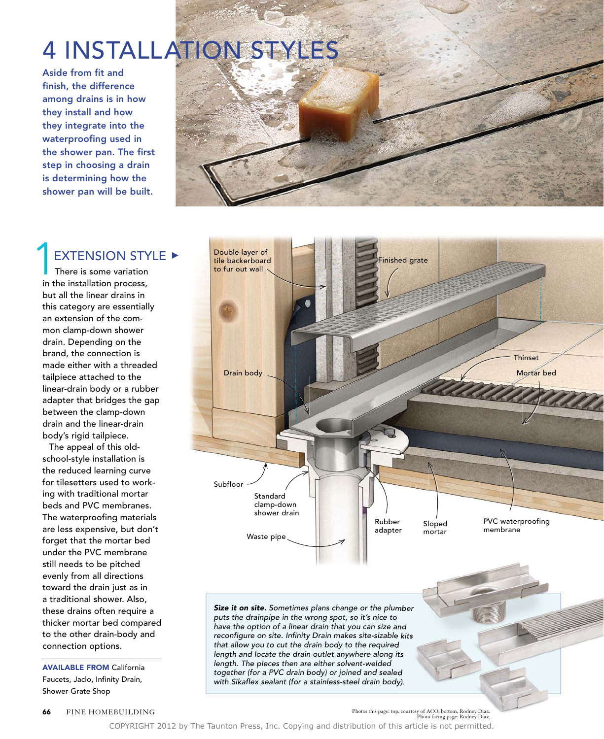# 4 INSTALLATION STYLES

**Aside from fit and finish, the difference among drains is in how they install and how they integrate into the waterproofing used in the shower pan. The first step in choosing a drain is determining how the shower pan will be built.**

## 1 EXTENSION STYLE ▸

There is some variation in the installation process, but all the linear drains in this category are essentially an extension of the common clamp-down shower drain. Depending on the brand, the connection is made either with a threaded tailpiece attached to the linear-drain body or a rubber adapter that bridges the gap between the clamp-down drain and the linear-drain body's rigid tailpiece.

The appeal of this old-school-style installation is the reduced learning curve for tilesetters used to working with traditional mortar beds and PVC membranes. The waterproofing materials are less expensive, but don't forget that the mortar bed under the PVC membrane still needs to be pitched evenly from all directions toward the drain just as in a traditional shower. Also, these drains often require a thicker mortar bed compared to the other drain-body and connection options.

**AVAILABLE FROM** California Faucets, Jaclo, Infinity Drain, Shower Grate Shop

Double layer of tile backerboard to fur out wall

Finished grate

Thinset

Mortar bed

Drain body

Subfloor

Standard clamp-down shower drain

Waste pipe

Rubber adapter

Sloped mortar

PVC waterproofing membrane

***Size it on site.*** *Sometimes plans change or the plumber puts the drainpipe in the wrong spot, so it's nice to have the option of a linear drain that you can size and reconfigure on site. Infinity Drain makes site-sizable kits that allow you to cut the drain body to the required length and locate the drain outlet anywhere along its length. The pieces then are either solvent-welded together (for a PVC drain body) or joined and sealed with Sikaflex sealant (for a stainless-steel drain body).*

Photos this page: top, courtesy of ACO; bottom, Rodney Diaz. Photo facing page: Rodney Diaz.

COPYRIGHT 2012 by The Taunton Press, Inc. Copying and distribution of this article is not permitted.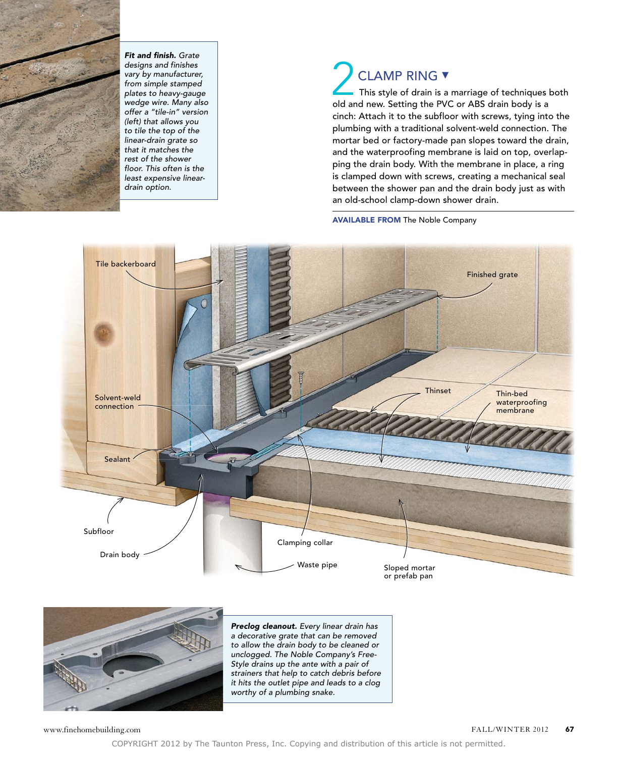***Fit and finish.*** *Grate designs and finishes vary by manufacturer, from simple stamped plates to heavy-gauge wedge wire. Many also offer a "tile-in" version (left) that allows you to tile the top of the linear-drain grate so that it matches the rest of the shower floor. This often is the least expensive linear-drain option.*

## 2 CLAMP RING ▼

This style of drain is a marriage of techniques both old and new. Setting the PVC or ABS drain body is a cinch: Attach it to the subfloor with screws, tying into the plumbing with a traditional solvent-weld connection. The mortar bed or factory-made pan slopes toward the drain, and the waterproofing membrane is laid on top, overlapping the drain body. With the membrane in place, a ring is clamped down with screws, creating a mechanical seal between the shower pan and the drain body just as with an old-school clamp-down shower drain.

**AVAILABLE FROM** The Noble Company

Tile backerboard

Finished grate

Solvent-weld connection

Thinset

Thin-bed waterproofing membrane

Sealant

Subfloor

Drain body

Clamping collar

Waste pipe

Sloped mortar or prefab pan

***Preclog cleanout.*** *Every linear drain has a decorative grate that can be removed to allow the drain body to be cleaned or unclogged. The Noble Company's Free-Style drains up the ante with a pair of strainers that help to catch debris before it hits the outlet pipe and leads to a clog worthy of a plumbing snake.*

COPYRIGHT 2012 by The Taunton Press, Inc. Copying and distribution of this article is not permitted.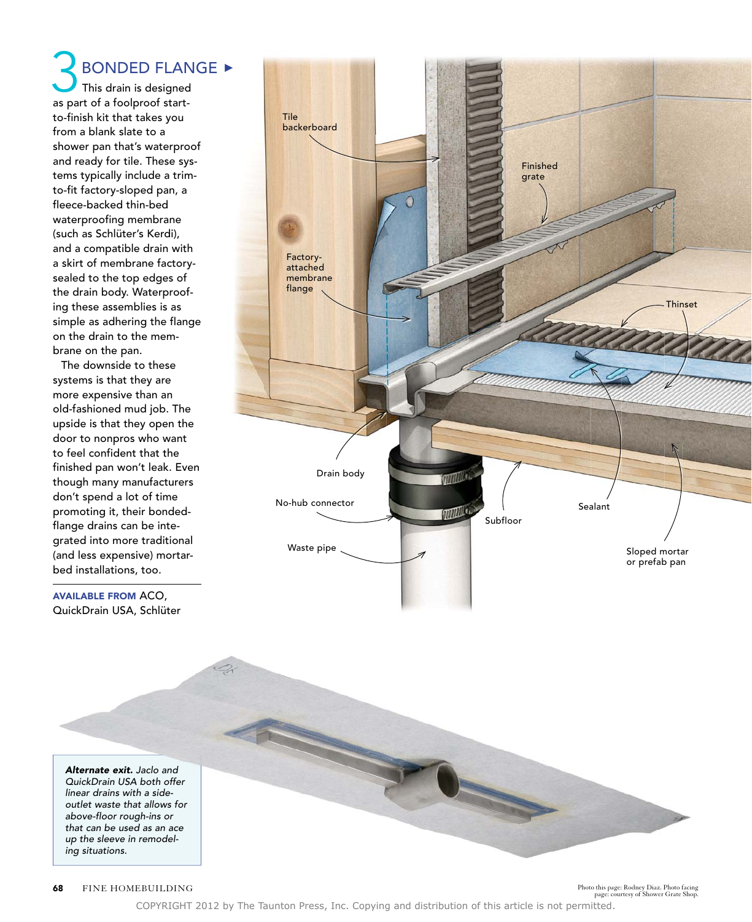# 3 BONDED FLANGE ▸

This drain is designed as part of a foolproof start-to-finish kit that takes you from a blank slate to a shower pan that's waterproof and ready for tile. These systems typically include a trim-to-fit factory-sloped pan, a fleece-backed thin-bed waterproofing membrane (such as Schlüter's Kerdi), and a compatible drain with a skirt of membrane factory-sealed to the top edges of the drain body. Waterproofing these assemblies is as simple as adhering the flange on the drain to the membrane on the pan.

The downside to these systems is that they are more expensive than an old-fashioned mud job. The upside is that they open the door to nonpros who want to feel confident that the finished pan won't leak. Even though many manufacturers don't spend a lot of time promoting it, their bonded-flange drains can be integrated into more traditional (and less expensive) mortar-bed installations, too.

**AVAILABLE FROM** ACO, QuickDrain USA, Schlüter

Tile backerboard

Finished grate

Factory-attached membrane flange

Thinset

Drain body

No-hub connector

Waste pipe

Subfloor

Sealant

Sloped mortar or prefab pan

***Alternate exit.*** *Jaclo and QuickDrain USA both offer linear drains with a side-outlet waste that allows for above-floor rough-ins or that can be used as an ace up the sleeve in remodeling situations.*

Photo this page: Rodney Diaz. Photo facing page: courtesy of Shower Grate Shop.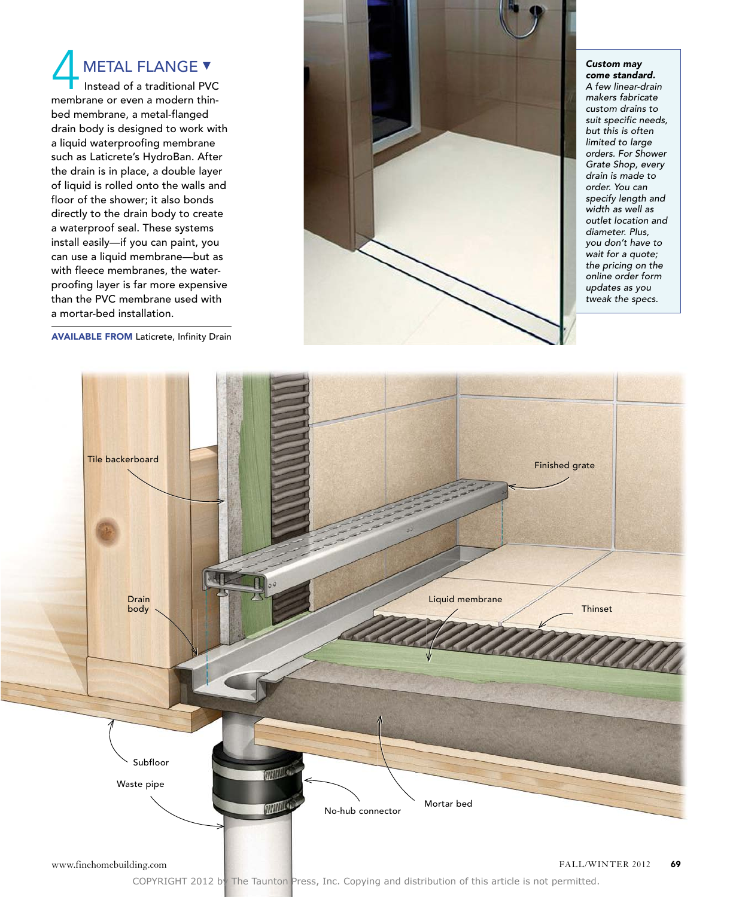## 4 METAL FLANGE ▼

Instead of a traditional PVC membrane or even a modern thin-bed membrane, a metal-flanged drain body is designed to work with a liquid waterproofing membrane such as Laticrete's HydroBan. After the drain is in place, a double layer of liquid is rolled onto the walls and floor of the shower; it also bonds directly to the drain body to create a waterproof seal. These systems install easily—if you can paint, you can use a liquid membrane—but as with fleece membranes, the waterproofing layer is far more expensive than the PVC membrane used with a mortar-bed installation.

**AVAILABLE FROM** Laticrete, Infinity Drain

***Custom may come standard.*** *A few linear-drain makers fabricate custom drains to suit specific needs, but this is often limited to large orders. For Shower Grate Shop, every drain is made to order. You can specify length and width as well as outlet location and diameter. Plus, you don't have to wait for a quote; the pricing on the online order form updates as you tweak the specs.*

Tile backboard

Finished grate

Drain body

Liquid membrane

Thinset

Subfloor

Waste pipe

No-hub connector

Mortar bed

COPYRIGHT 2012 by The Taunton Press, Inc. Copying and distribution of this article is not permitted.